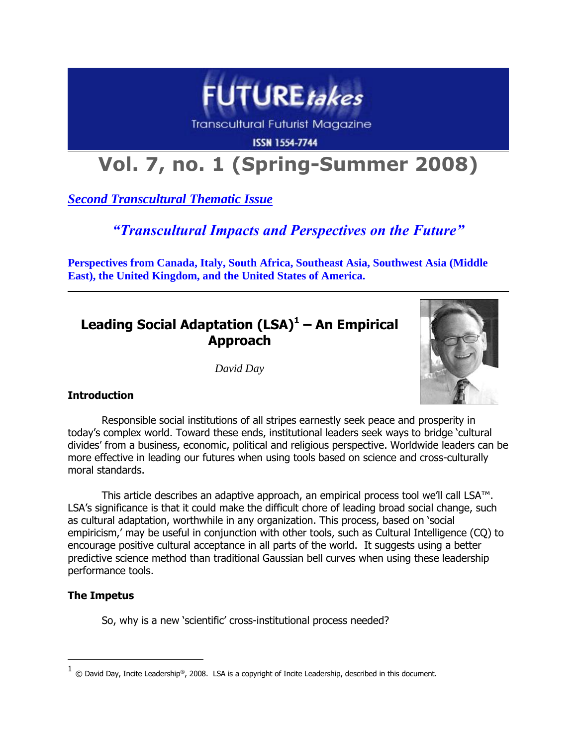# FUTURE*takes*

Transcultural Futurist Magazine

ISSN 1554-7744

## Vol. 7, no. 1 (Spring-Summer 2008)

***Second Transcultural Thematic Issue***

***"Transcultural Impacts and Perspectives on the Future"***

**Perspectives from Canada, Italy, South Africa, Southeast Asia, Southwest Asia (Middle East), the United Kingdom, and the United States of America.**

---

## Leading Social Adaptation (LSA)[1] – An Empirical Approach

*David Day*

### Introduction

Responsible social institutions of all stripes earnestly seek peace and prosperity in today's complex world. Toward these ends, institutional leaders seek ways to bridge 'cultural divides' from a business, economic, political and religious perspective. Worldwide leaders can be more effective in leading our futures when using tools based on science and cross-culturally moral standards.

This article describes an adaptive approach, an empirical process tool we'll call LSA™. LSA's significance is that it could make the difficult chore of leading broad social change, such as cultural adaptation, worthwhile in any organization. This process, based on 'social empiricism,' may be useful in conjunction with other tools, such as Cultural Intelligence (CQ) to encourage positive cultural acceptance in all parts of the world. It suggests using a better predictive science method than traditional Gaussian bell curves when using these leadership performance tools.

### The Impetus

So, why is a new 'scientific' cross-institutional process needed?

---

[1] © David Day, Incite Leadership®, 2008. LSA is a copyright of Incite Leadership, described in this document.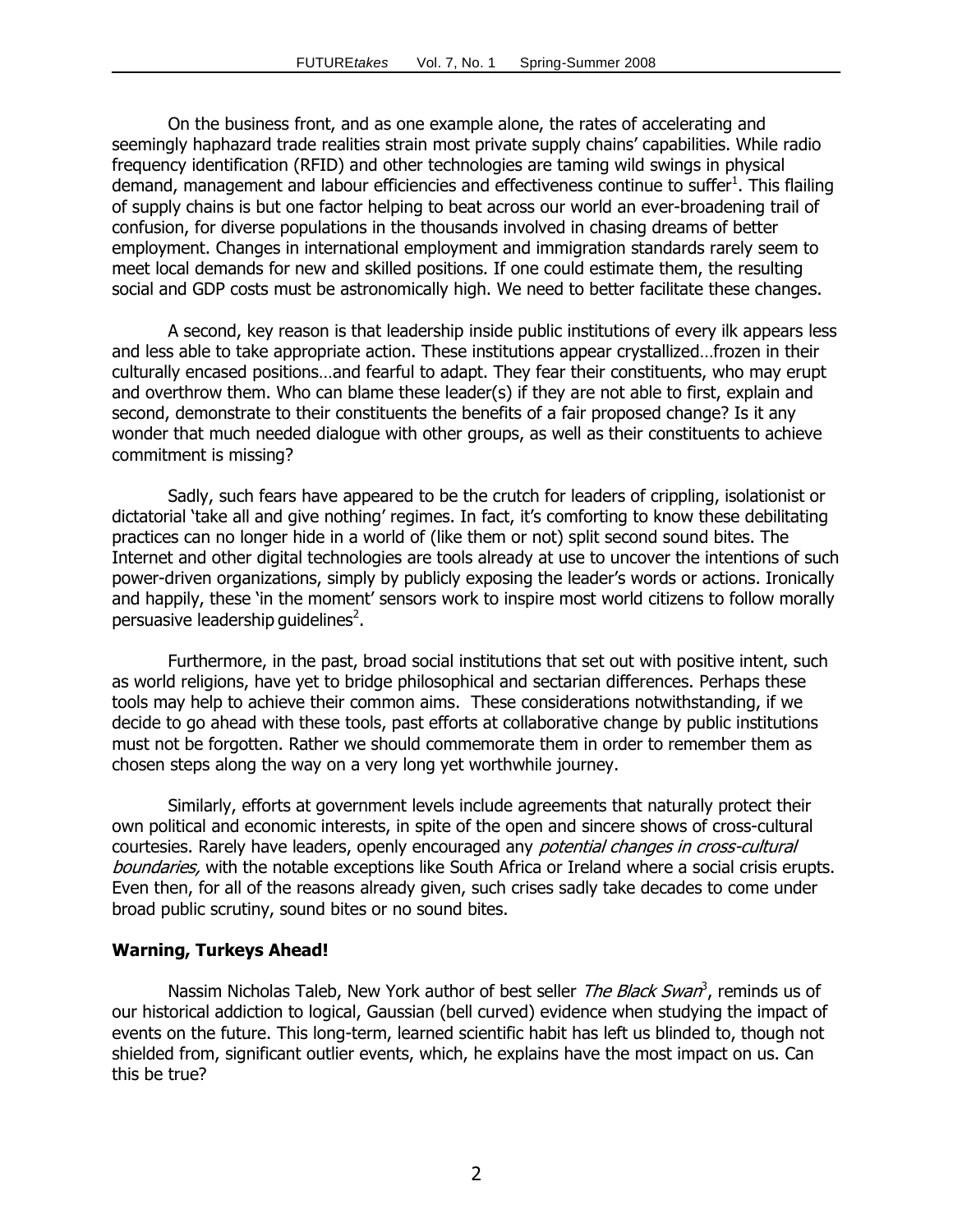On the business front, and as one example alone, the rates of accelerating and seemingly haphazard trade realities strain most private supply chains' capabilities. While radio frequency identification (RFID) and other technologies are taming wild swings in physical demand, management and labour efficiencies and effectiveness continue to suffer[1]. This flailing of supply chains is but one factor helping to beat across our world an ever-broadening trail of confusion, for diverse populations in the thousands involved in chasing dreams of better employment. Changes in international employment and immigration standards rarely seem to meet local demands for new and skilled positions. If one could estimate them, the resulting social and GDP costs must be astronomically high. We need to better facilitate these changes.

A second, key reason is that leadership inside public institutions of every ilk appears less and less able to take appropriate action. These institutions appear crystallized…frozen in their culturally encased positions…and fearful to adapt. They fear their constituents, who may erupt and overthrow them. Who can blame these leader(s) if they are not able to first, explain and second, demonstrate to their constituents the benefits of a fair proposed change? Is it any wonder that much needed dialogue with other groups, as well as their constituents to achieve commitment is missing?

Sadly, such fears have appeared to be the crutch for leaders of crippling, isolationist or dictatorial 'take all and give nothing' regimes. In fact, it's comforting to know these debilitating practices can no longer hide in a world of (like them or not) split second sound bites. The Internet and other digital technologies are tools already at use to uncover the intentions of such power-driven organizations, simply by publicly exposing the leader's words or actions. Ironically and happily, these 'in the moment' sensors work to inspire most world citizens to follow morally persuasive leadership guidelines[2].

Furthermore, in the past, broad social institutions that set out with positive intent, such as world religions, have yet to bridge philosophical and sectarian differences. Perhaps these tools may help to achieve their common aims. These considerations notwithstanding, if we decide to go ahead with these tools, past efforts at collaborative change by public institutions must not be forgotten. Rather we should commemorate them in order to remember them as chosen steps along the way on a very long yet worthwhile journey.

Similarly, efforts at government levels include agreements that naturally protect their own political and economic interests, in spite of the open and sincere shows of cross-cultural courtesies. Rarely have leaders, openly encouraged any *potential changes in cross-cultural boundaries,* with the notable exceptions like South Africa or Ireland where a social crisis erupts. Even then, for all of the reasons already given, such crises sadly take decades to come under broad public scrutiny, sound bites or no sound bites.

**Warning, Turkeys Ahead!**

Nassim Nicholas Taleb, New York author of best seller *The Black Swan*[3], reminds us of our historical addiction to logical, Gaussian (bell curved) evidence when studying the impact of events on the future. This long-term, learned scientific habit has left us blinded to, though not shielded from, significant outlier events, which, he explains have the most impact on us. Can this be true?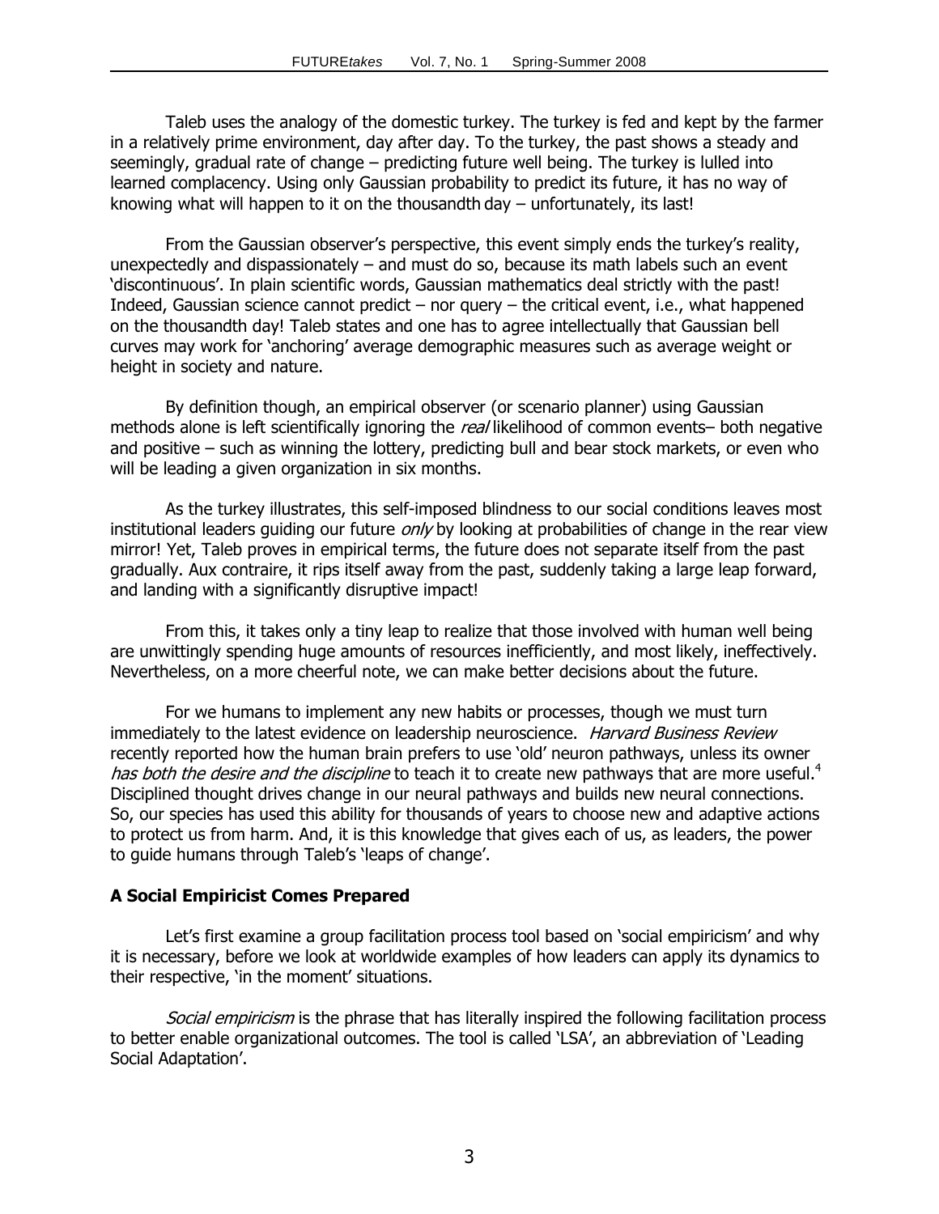Taleb uses the analogy of the domestic turkey. The turkey is fed and kept by the farmer in a relatively prime environment, day after day. To the turkey, the past shows a steady and seemingly, gradual rate of change – predicting future well being. The turkey is lulled into learned complacency. Using only Gaussian probability to predict its future, it has no way of knowing what will happen to it on the thousandth day – unfortunately, its last!

From the Gaussian observer's perspective, this event simply ends the turkey's reality, unexpectedly and dispassionately – and must do so, because its math labels such an event 'discontinuous'. In plain scientific words, Gaussian mathematics deal strictly with the past! Indeed, Gaussian science cannot predict – nor query – the critical event, i.e., what happened on the thousandth day! Taleb states and one has to agree intellectually that Gaussian bell curves may work for 'anchoring' average demographic measures such as average weight or height in society and nature.

By definition though, an empirical observer (or scenario planner) using Gaussian methods alone is left scientifically ignoring the *real* likelihood of common events– both negative and positive – such as winning the lottery, predicting bull and bear stock markets, or even who will be leading a given organization in six months.

As the turkey illustrates, this self-imposed blindness to our social conditions leaves most institutional leaders guiding our future *only* by looking at probabilities of change in the rear view mirror! Yet, Taleb proves in empirical terms, the future does not separate itself from the past gradually. Aux contraire, it rips itself away from the past, suddenly taking a large leap forward, and landing with a significantly disruptive impact!

From this, it takes only a tiny leap to realize that those involved with human well being are unwittingly spending huge amounts of resources inefficiently, and most likely, ineffectively. Nevertheless, on a more cheerful note, we can make better decisions about the future.

For we humans to implement any new habits or processes, though we must turn immediately to the latest evidence on leadership neuroscience. *Harvard Business Review* recently reported how the human brain prefers to use 'old' neuron pathways, unless its owner *has both the desire and the discipline* to teach it to create new pathways that are more useful.[4] Disciplined thought drives change in our neural pathways and builds new neural connections. So, our species has used this ability for thousands of years to choose new and adaptive actions to protect us from harm. And, it is this knowledge that gives each of us, as leaders, the power to guide humans through Taleb's 'leaps of change'.

**A Social Empiricist Comes Prepared**

Let's first examine a group facilitation process tool based on 'social empiricism' and why it is necessary, before we look at worldwide examples of how leaders can apply its dynamics to their respective, 'in the moment' situations.

*Social empiricism* is the phrase that has literally inspired the following facilitation process to better enable organizational outcomes. The tool is called 'LSA', an abbreviation of 'Leading Social Adaptation'.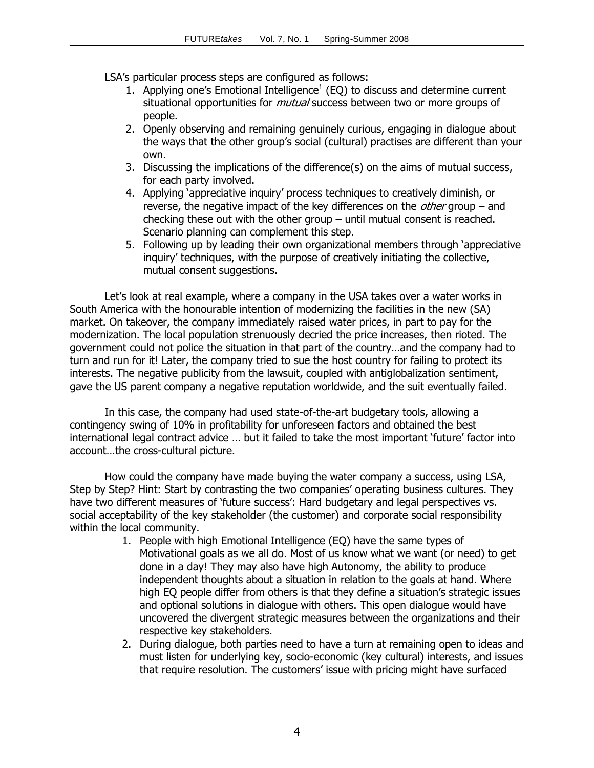LSA's particular process steps are configured as follows:

1. Applying one's Emotional Intelligence[1] (EQ) to discuss and determine current situational opportunities for *mutual* success between two or more groups of people.
2. Openly observing and remaining genuinely curious, engaging in dialogue about the ways that the other group's social (cultural) practises are different than your own.
3. Discussing the implications of the difference(s) on the aims of mutual success, for each party involved.
4. Applying 'appreciative inquiry' process techniques to creatively diminish, or reverse, the negative impact of the key differences on the *other* group – and checking these out with the other group – until mutual consent is reached. Scenario planning can complement this step.
5. Following up by leading their own organizational members through 'appreciative inquiry' techniques, with the purpose of creatively initiating the collective, mutual consent suggestions.

Let's look at real example, where a company in the USA takes over a water works in South America with the honourable intention of modernizing the facilities in the new (SA) market. On takeover, the company immediately raised water prices, in part to pay for the modernization. The local population strenuously decried the price increases, then rioted. The government could not police the situation in that part of the country…and the company had to turn and run for it! Later, the company tried to sue the host country for failing to protect its interests. The negative publicity from the lawsuit, coupled with antiglobalization sentiment, gave the US parent company a negative reputation worldwide, and the suit eventually failed.

In this case, the company had used state-of-the-art budgetary tools, allowing a contingency swing of 10% in profitability for unforeseen factors and obtained the best international legal contract advice … but it failed to take the most important 'future' factor into account…the cross-cultural picture.

How could the company have made buying the water company a success, using LSA, Step by Step? Hint: Start by contrasting the two companies' operating business cultures. They have two different measures of 'future success': Hard budgetary and legal perspectives vs. social acceptability of the key stakeholder (the customer) and corporate social responsibility within the local community.

1. People with high Emotional Intelligence (EQ) have the same types of Motivational goals as we all do. Most of us know what we want (or need) to get done in a day! They may also have high Autonomy, the ability to produce independent thoughts about a situation in relation to the goals at hand. Where high EQ people differ from others is that they define a situation's strategic issues and optional solutions in dialogue with others. This open dialogue would have uncovered the divergent strategic measures between the organizations and their respective key stakeholders.
2. During dialogue, both parties need to have a turn at remaining open to ideas and must listen for underlying key, socio-economic (key cultural) interests, and issues that require resolution. The customers' issue with pricing might have surfaced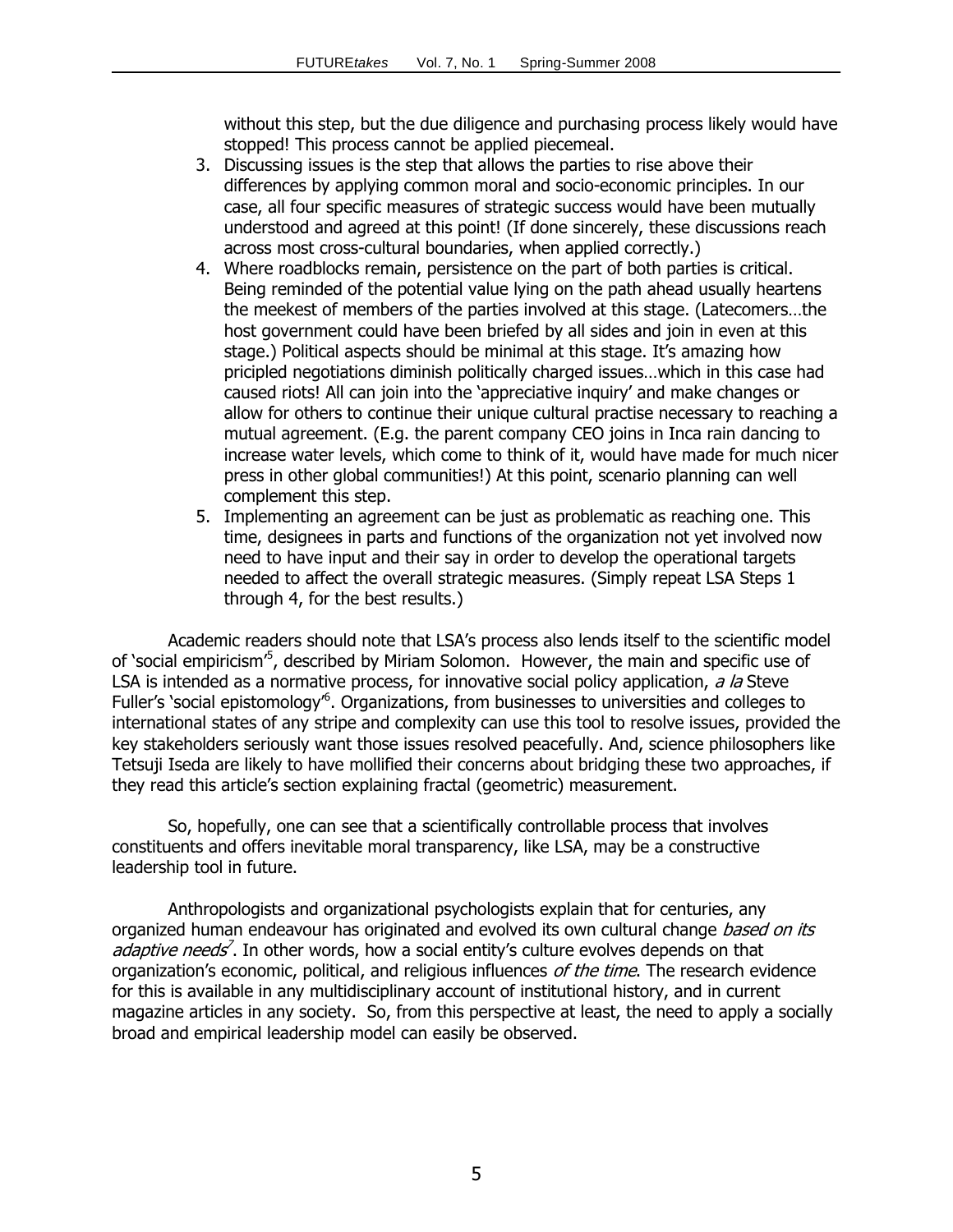without this step, but the due diligence and purchasing process likely would have stopped! This process cannot be applied piecemeal.

3. Discussing issues is the step that allows the parties to rise above their differences by applying common moral and socio-economic principles. In our case, all four specific measures of strategic success would have been mutually understood and agreed at this point! (If done sincerely, these discussions reach across most cross-cultural boundaries, when applied correctly.)
4. Where roadblocks remain, persistence on the part of both parties is critical. Being reminded of the potential value lying on the path ahead usually heartens the meekest of members of the parties involved at this stage. (Latecomers…the host government could have been briefed by all sides and join in even at this stage.) Political aspects should be minimal at this stage. It's amazing how pricipled negotiations diminish politically charged issues…which in this case had caused riots! All can join into the 'appreciative inquiry' and make changes or allow for others to continue their unique cultural practise necessary to reaching a mutual agreement. (E.g. the parent company CEO joins in Inca rain dancing to increase water levels, which come to think of it, would have made for much nicer press in other global communities!) At this point, scenario planning can well complement this step.
5. Implementing an agreement can be just as problematic as reaching one. This time, designees in parts and functions of the organization not yet involved now need to have input and their say in order to develop the operational targets needed to affect the overall strategic measures. (Simply repeat LSA Steps 1 through 4, for the best results.)

Academic readers should note that LSA's process also lends itself to the scientific model of 'social empiricism'[5], described by Miriam Solomon. However, the main and specific use of LSA is intended as a normative process, for innovative social policy application, *a la* Steve Fuller's 'social epistomology'[6]. Organizations, from businesses to universities and colleges to international states of any stripe and complexity can use this tool to resolve issues, provided the key stakeholders seriously want those issues resolved peacefully. And, science philosophers like Tetsuji Iseda are likely to have mollified their concerns about bridging these two approaches, if they read this article's section explaining fractal (geometric) measurement.

So, hopefully, one can see that a scientifically controllable process that involves constituents and offers inevitable moral transparency, like LSA, may be a constructive leadership tool in future.

Anthropologists and organizational psychologists explain that for centuries, any organized human endeavour has originated and evolved its own cultural change *based on its adaptive needs*[7]. In other words, how a social entity's culture evolves depends on that organization's economic, political, and religious influences *of the time*. The research evidence for this is available in any multidisciplinary account of institutional history, and in current magazine articles in any society. So, from this perspective at least, the need to apply a socially broad and empirical leadership model can easily be observed.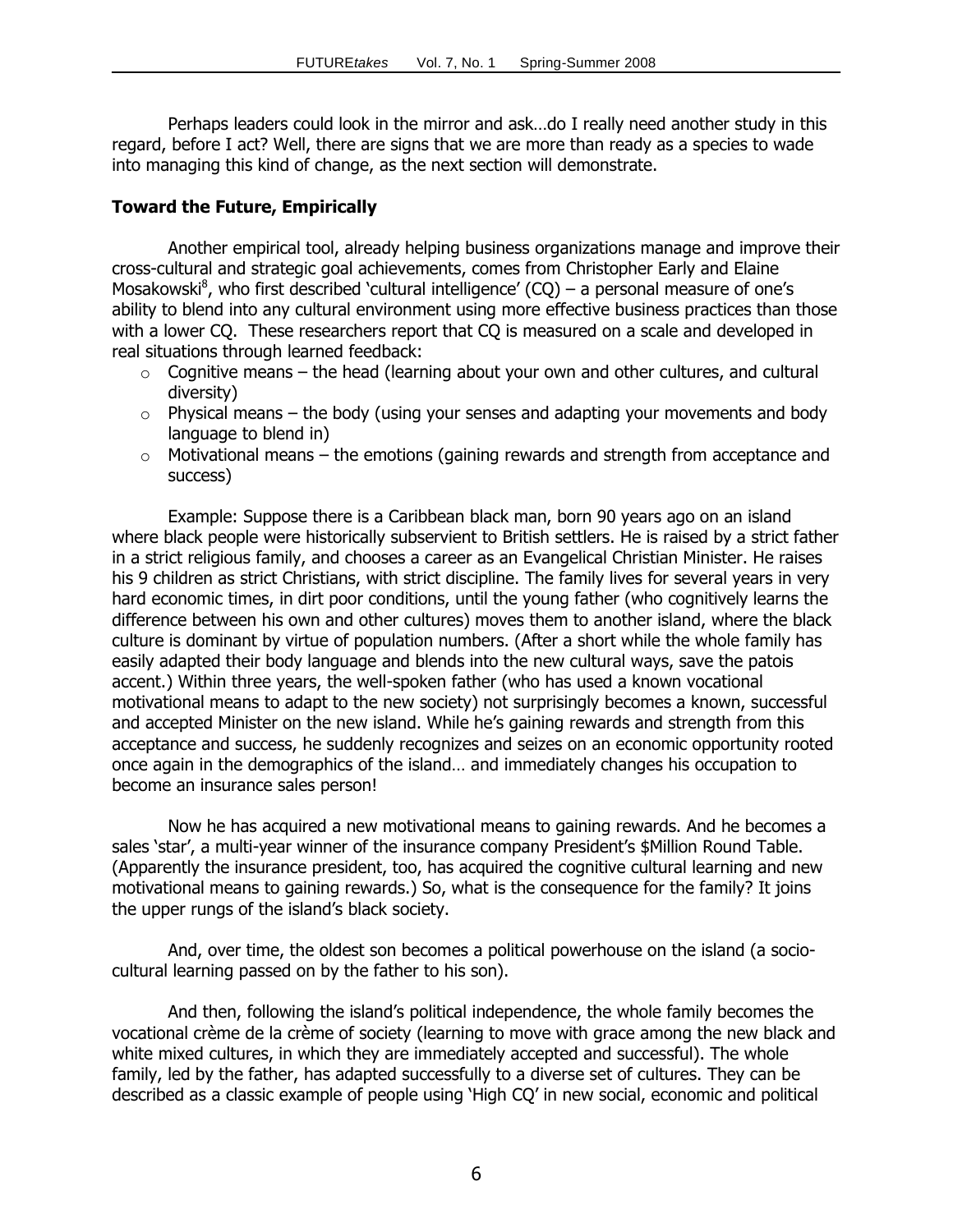Perhaps leaders could look in the mirror and ask…do I really need another study in this regard, before I act? Well, there are signs that we are more than ready as a species to wade into managing this kind of change, as the next section will demonstrate.

**Toward the Future, Empirically**

Another empirical tool, already helping business organizations manage and improve their cross-cultural and strategic goal achievements, comes from Christopher Early and Elaine Mosakowski[8], who first described 'cultural intelligence' (CQ) – a personal measure of one's ability to blend into any cultural environment using more effective business practices than those with a lower CQ. These researchers report that CQ is measured on a scale and developed in real situations through learned feedback:

- Cognitive means – the head (learning about your own and other cultures, and cultural diversity)
- Physical means – the body (using your senses and adapting your movements and body language to blend in)
- Motivational means – the emotions (gaining rewards and strength from acceptance and success)

Example: Suppose there is a Caribbean black man, born 90 years ago on an island where black people were historically subservient to British settlers. He is raised by a strict father in a strict religious family, and chooses a career as an Evangelical Christian Minister. He raises his 9 children as strict Christians, with strict discipline. The family lives for several years in very hard economic times, in dirt poor conditions, until the young father (who cognitively learns the difference between his own and other cultures) moves them to another island, where the black culture is dominant by virtue of population numbers. (After a short while the whole family has easily adapted their body language and blends into the new cultural ways, save the patois accent.) Within three years, the well-spoken father (who has used a known vocational motivational means to adapt to the new society) not surprisingly becomes a known, successful and accepted Minister on the new island. While he's gaining rewards and strength from this acceptance and success, he suddenly recognizes and seizes on an economic opportunity rooted once again in the demographics of the island… and immediately changes his occupation to become an insurance sales person!

Now he has acquired a new motivational means to gaining rewards. And he becomes a sales 'star', a multi-year winner of the insurance company President's $Million Round Table. (Apparently the insurance president, too, has acquired the cognitive cultural learning and new motivational means to gaining rewards.) So, what is the consequence for the family? It joins the upper rungs of the island's black society.

And, over time, the oldest son becomes a political powerhouse on the island (a socio-cultural learning passed on by the father to his son).

And then, following the island's political independence, the whole family becomes the vocational crème de la crème of society (learning to move with grace among the new black and white mixed cultures, in which they are immediately accepted and successful). The whole family, led by the father, has adapted successfully to a diverse set of cultures. They can be described as a classic example of people using 'High CQ' in new social, economic and political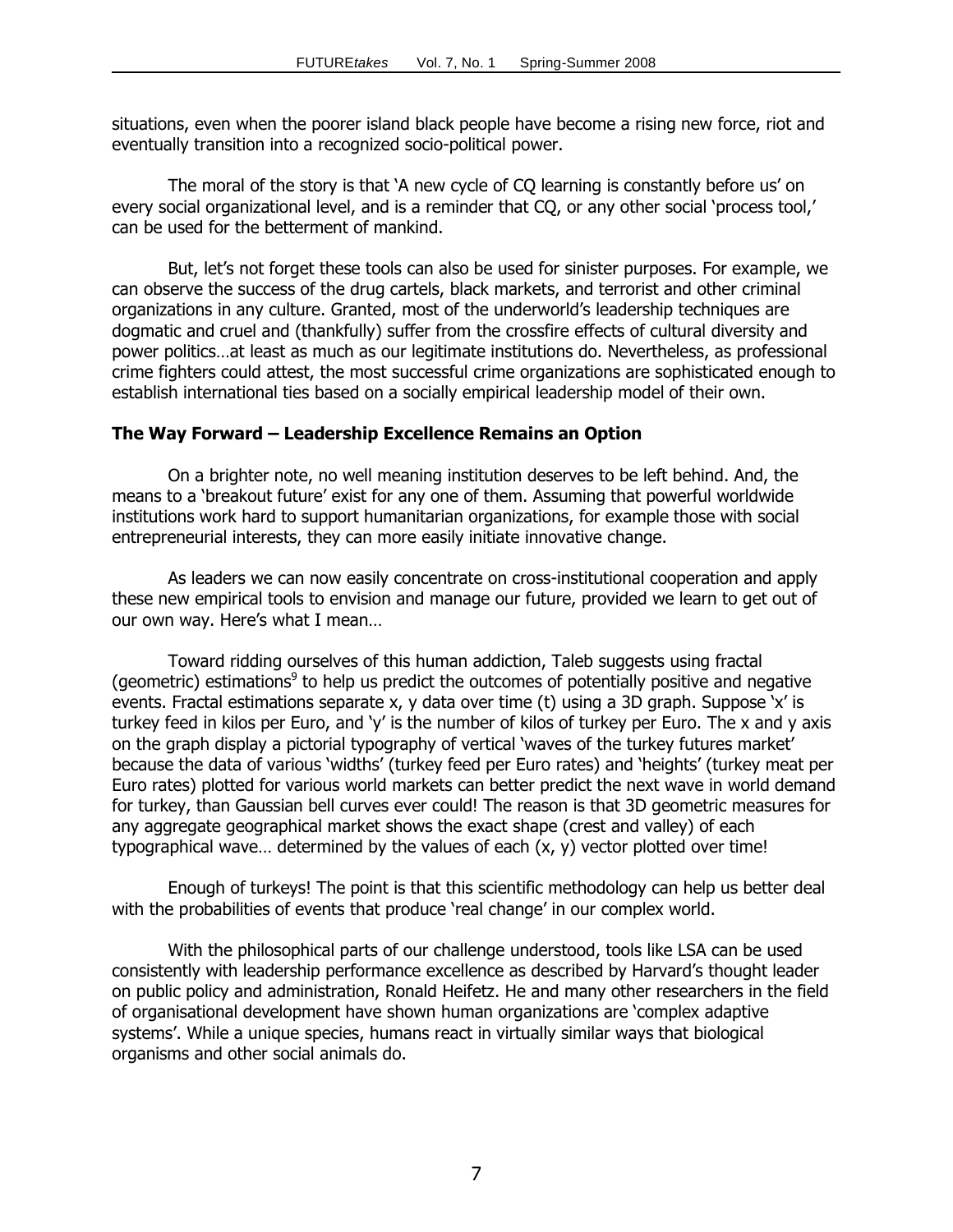situations, even when the poorer island black people have become a rising new force, riot and eventually transition into a recognized socio-political power.

The moral of the story is that 'A new cycle of CQ learning is constantly before us' on every social organizational level, and is a reminder that CQ, or any other social 'process tool,' can be used for the betterment of mankind.

But, let's not forget these tools can also be used for sinister purposes. For example, we can observe the success of the drug cartels, black markets, and terrorist and other criminal organizations in any culture. Granted, most of the underworld's leadership techniques are dogmatic and cruel and (thankfully) suffer from the crossfire effects of cultural diversity and power politics…at least as much as our legitimate institutions do. Nevertheless, as professional crime fighters could attest, the most successful crime organizations are sophisticated enough to establish international ties based on a socially empirical leadership model of their own.

**The Way Forward – Leadership Excellence Remains an Option**

On a brighter note, no well meaning institution deserves to be left behind. And, the means to a 'breakout future' exist for any one of them. Assuming that powerful worldwide institutions work hard to support humanitarian organizations, for example those with social entrepreneurial interests, they can more easily initiate innovative change.

As leaders we can now easily concentrate on cross-institutional cooperation and apply these new empirical tools to envision and manage our future, provided we learn to get out of our own way. Here's what I mean…

Toward ridding ourselves of this human addiction, Taleb suggests using fractal (geometric) estimations[9] to help us predict the outcomes of potentially positive and negative events. Fractal estimations separate x, y data over time (t) using a 3D graph. Suppose 'x' is turkey feed in kilos per Euro, and 'y' is the number of kilos of turkey per Euro. The x and y axis on the graph display a pictorial typography of vertical 'waves of the turkey futures market' because the data of various 'widths' (turkey feed per Euro rates) and 'heights' (turkey meat per Euro rates) plotted for various world markets can better predict the next wave in world demand for turkey, than Gaussian bell curves ever could! The reason is that 3D geometric measures for any aggregate geographical market shows the exact shape (crest and valley) of each typographical wave… determined by the values of each (x, y) vector plotted over time!

Enough of turkeys! The point is that this scientific methodology can help us better deal with the probabilities of events that produce 'real change' in our complex world.

With the philosophical parts of our challenge understood, tools like LSA can be used consistently with leadership performance excellence as described by Harvard's thought leader on public policy and administration, Ronald Heifetz. He and many other researchers in the field of organisational development have shown human organizations are 'complex adaptive systems'. While a unique species, humans react in virtually similar ways that biological organisms and other social animals do.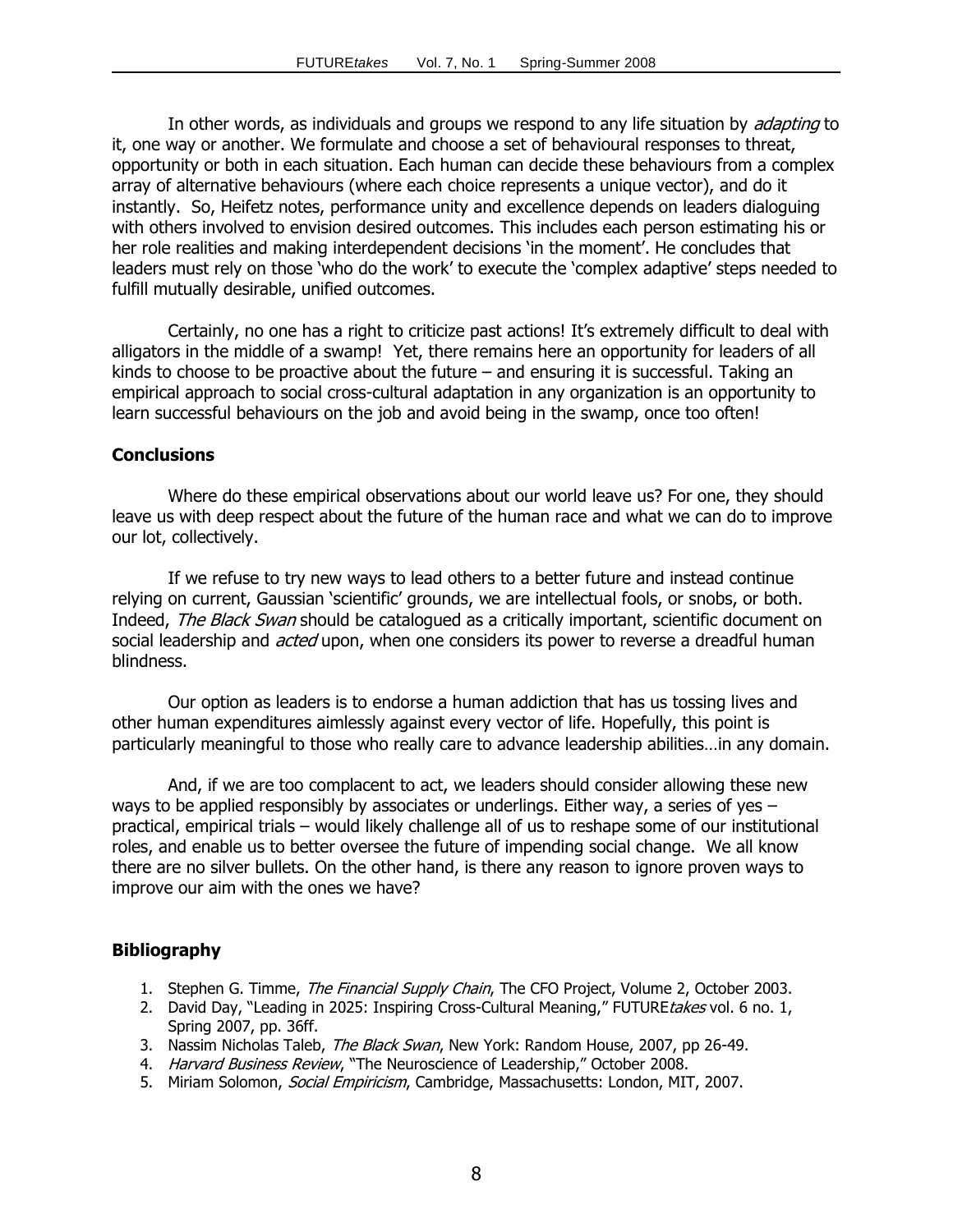In other words, as individuals and groups we respond to any life situation by *adapting* to it, one way or another. We formulate and choose a set of behavioural responses to threat, opportunity or both in each situation. Each human can decide these behaviours from a complex array of alternative behaviours (where each choice represents a unique vector), and do it instantly. So, Heifetz notes, performance unity and excellence depends on leaders dialoguing with others involved to envision desired outcomes. This includes each person estimating his or her role realities and making interdependent decisions 'in the moment'. He concludes that leaders must rely on those 'who do the work' to execute the 'complex adaptive' steps needed to fulfill mutually desirable, unified outcomes.

Certainly, no one has a right to criticize past actions! It's extremely difficult to deal with alligators in the middle of a swamp! Yet, there remains here an opportunity for leaders of all kinds to choose to be proactive about the future – and ensuring it is successful. Taking an empirical approach to social cross-cultural adaptation in any organization is an opportunity to learn successful behaviours on the job and avoid being in the swamp, once too often!

## Conclusions

Where do these empirical observations about our world leave us? For one, they should leave us with deep respect about the future of the human race and what we can do to improve our lot, collectively.

If we refuse to try new ways to lead others to a better future and instead continue relying on current, Gaussian 'scientific' grounds, we are intellectual fools, or snobs, or both. Indeed, *The Black Swan* should be catalogued as a critically important, scientific document on social leadership and *acted* upon, when one considers its power to reverse a dreadful human blindness.

Our option as leaders is to endorse a human addiction that has us tossing lives and other human expenditures aimlessly against every vector of life. Hopefully, this point is particularly meaningful to those who really care to advance leadership abilities…in any domain.

And, if we are too complacent to act, we leaders should consider allowing these new ways to be applied responsibly by associates or underlings. Either way, a series of yes – practical, empirical trials – would likely challenge all of us to reshape some of our institutional roles, and enable us to better oversee the future of impending social change. We all know there are no silver bullets. On the other hand, is there any reason to ignore proven ways to improve our aim with the ones we have?

## Bibliography

1. Stephen G. Timme, *The Financial Supply Chain*, The CFO Project, Volume 2, October 2003.
2. David Day, "Leading in 2025: Inspiring Cross-Cultural Meaning," FUTURE*takes* vol. 6 no. 1, Spring 2007, pp. 36ff.
3. Nassim Nicholas Taleb, *The Black Swan*, New York: Random House, 2007, pp 26-49.
4. *Harvard Business Review*, "The Neuroscience of Leadership," October 2008.
5. Miriam Solomon, *Social Empiricism*, Cambridge, Massachusetts: London, MIT, 2007.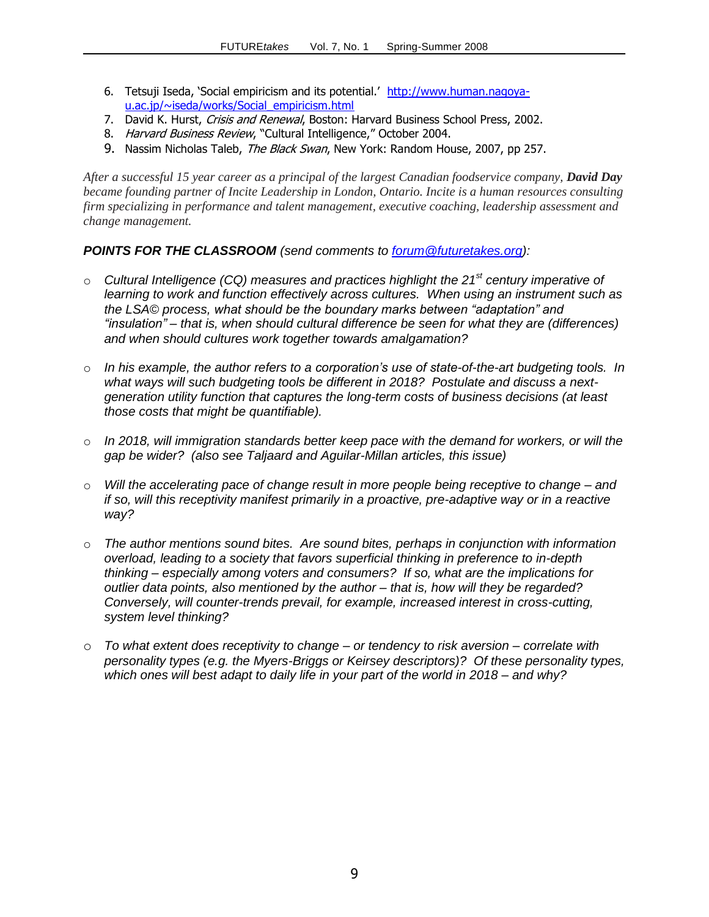6. Tetsuji Iseda, 'Social empiricism and its potential.' http://www.human.nagoya-u.ac.jp/~iseda/works/Social_empiricism.html
7. David K. Hurst, *Crisis and Renewal*, Boston: Harvard Business School Press, 2002.
8. *Harvard Business Review*, "Cultural Intelligence," October 2004.
9. Nassim Nicholas Taleb, *The Black Swan*, New York: Random House, 2007, pp 257.

*After a successful 15 year career as a principal of the largest Canadian foodservice company,* ***David Day*** *became founding partner of Incite Leadership in London, Ontario. Incite is a human resources consulting firm specializing in performance and talent management, executive coaching, leadership assessment and change management.*

***POINTS FOR THE CLASSROOM*** *(send comments to forum@futuretakes.org):*

- *Cultural Intelligence (CQ) measures and practices highlight the 21st century imperative of learning to work and function effectively across cultures. When using an instrument such as the LSA© process, what should be the boundary marks between "adaptation" and "insulation" – that is, when should cultural difference be seen for what they are (differences) and when should cultures work together towards amalgamation?*

- *In his example, the author refers to a corporation's use of state-of-the-art budgeting tools. In what ways will such budgeting tools be different in 2018? Postulate and discuss a next-generation utility function that captures the long-term costs of business decisions (at least those costs that might be quantifiable).*

- *In 2018, will immigration standards better keep pace with the demand for workers, or will the gap be wider? (also see Taljaard and Aguilar-Millan articles, this issue)*

- *Will the accelerating pace of change result in more people being receptive to change – and if so, will this receptivity manifest primarily in a proactive, pre-adaptive way or in a reactive way?*

- *The author mentions sound bites. Are sound bites, perhaps in conjunction with information overload, leading to a society that favors superficial thinking in preference to in-depth thinking – especially among voters and consumers? If so, what are the implications for outlier data points, also mentioned by the author – that is, how will they be regarded? Conversely, will counter-trends prevail, for example, increased interest in cross-cutting, system level thinking?*

- *To what extent does receptivity to change – or tendency to risk aversion – correlate with personality types (e.g. the Myers-Briggs or Keirsey descriptors)? Of these personality types, which ones will best adapt to daily life in your part of the world in 2018 – and why?*